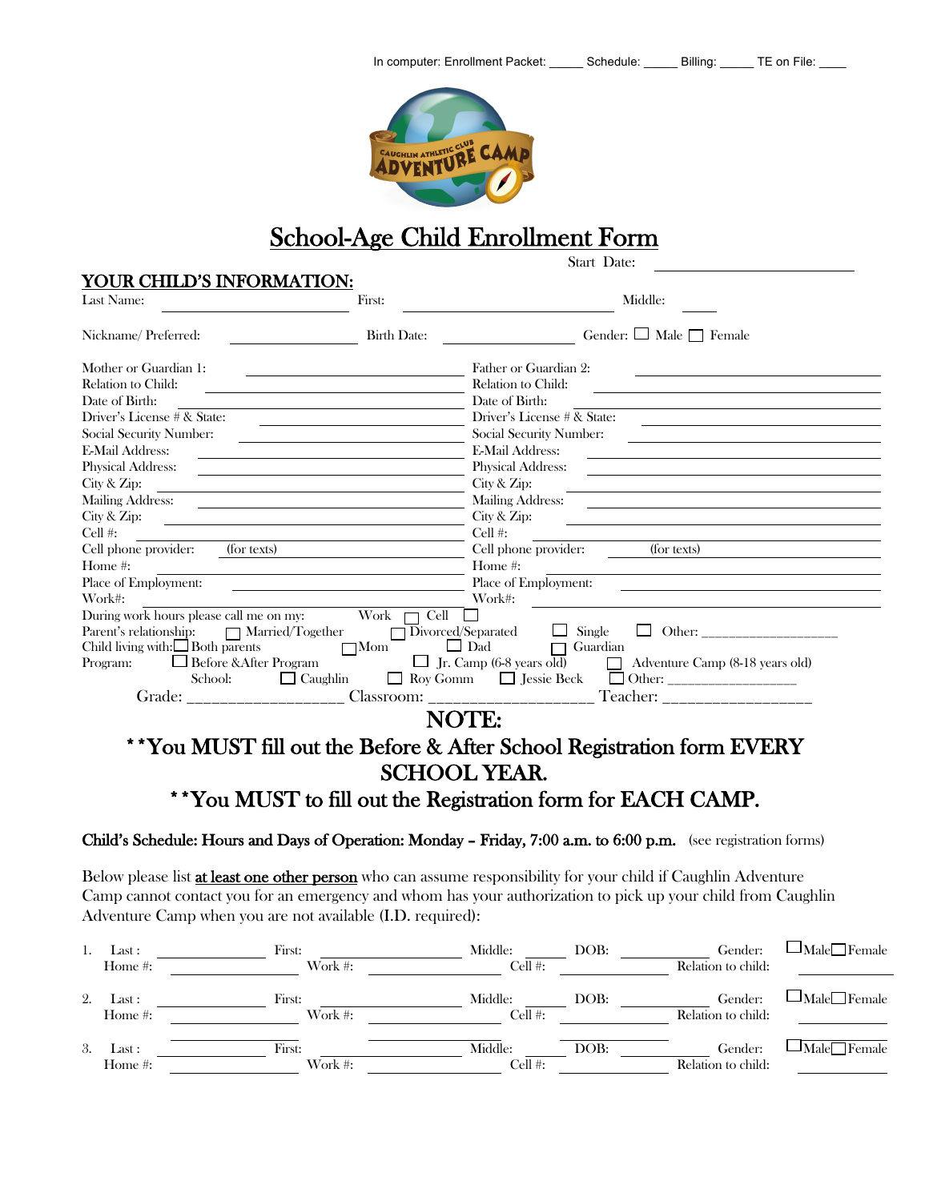In computer: Enrollment Packet: _____ Schedule: _____ Billing: _____ TE on File: ____

# School-Age Child Enrollment Form

Start Date: ____________________

## YOUR CHILD'S INFORMATION:

Last Name: ____________________ First: ____________________ Middle: ______

Nickname/ Preferred: ______________ Birth Date: ______________ Gender: ☐ Male ☐ Female

| Mother or Guardian 1: | | Father or Guardian 2: | |
|---|---|---|---|
| Relation to Child: | | Relation to Child: | |
| Date of Birth: | | Date of Birth: | |
| Driver's License # & State: | | Driver's License # & State: | |
| Social Security Number: | | Social Security Number: | |
| E-Mail Address: | | E-Mail Address: | |
| Physical Address: | | Physical Address: | |
| City & Zip: | | City & Zip: | |
| Mailing Address: | | Mailing Address: | |
| City & Zip: | | City & Zip: | |
| Cell #: | | Cell #: | |
| Cell phone provider: | (for texts) | Cell phone provider: | (for texts) |
| Home #: | | Home #: | |
| Place of Employment: | | Place of Employment: | |
| Work#: | | Work#: | |

During work hours please call me on my: Work ☐ Cell ☐

Parent's relationship: ☐ Married/Together ☐ Divorced/Separated ☐ Single ☐ Other: __________________

Child living with: ☐ Both parents ☐ Mom ☐ Dad ☐ Guardian

Program: ☐ Before &After Program ☐ Jr. Camp (6-8 years old) ☐ Adventure Camp (8-18 years old)

School: ☐ Caughlin ☐ Roy Gomm ☐ Jessie Beck ☐ Other: _________________

Grade: __________________ Classroom: __________________ Teacher: _________________

## NOTE:

## **You MUST fill out the Before & After School Registration form EVERY SCHOOL YEAR.

## **You MUST to fill out the Registration form for EACH CAMP.

**Child's Schedule: Hours and Days of Operation: Monday – Friday, 7:00 a.m. to 6:00 p.m.** (see registration forms)

Below please list <u>at least one other person</u> who can assume responsibility for your child if Caughlin Adventure Camp cannot contact you for an emergency and whom has your authorization to pick up your child from Caughlin Adventure Camp when you are not available (I.D. required):

1. Last: ____________ First: ____________ Middle: ______ DOB: __________ Gender: ☐Male ☐Female
   Home #: ____________ Work #: ____________ Cell #: ____________ Relation to child: ____________

2. Last: ____________ First: ____________ Middle: ______ DOB: __________ Gender: ☐Male ☐Female
   Home #: ____________ Work #: ____________ Cell #: ____________ Relation to child: ____________

3. Last: ____________ First: ____________ Middle: ______ DOB: __________ Gender: ☐Male ☐Female
   Home #: ____________ Work #: ____________ Cell #: ____________ Relation to child: ____________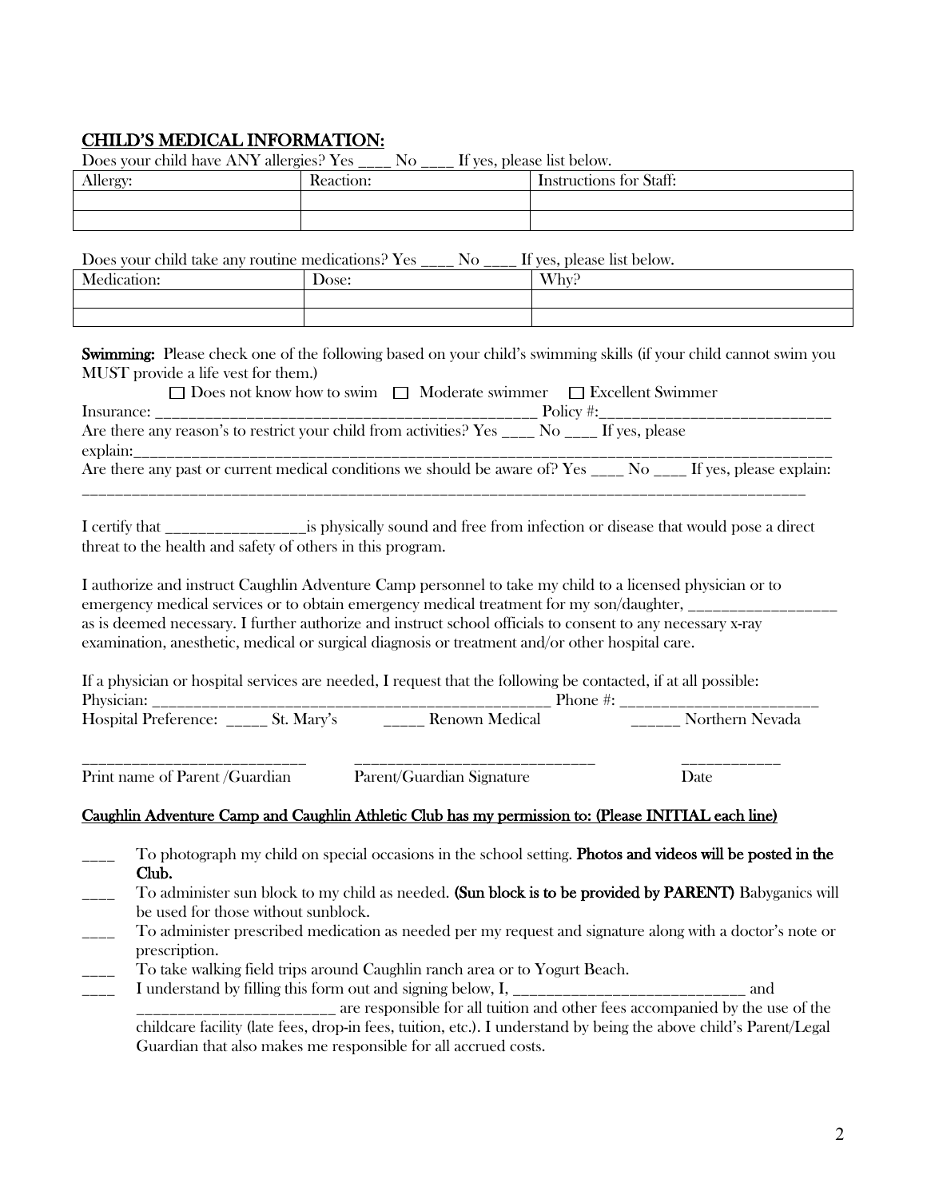## CHILD'S MEDICAL INFORMATION:

Does your child have ANY allergies? Yes ____ No ____ If yes, please list below.

| Allergy: | Reaction: | Instructions for Staff: |
|---|---|---|
| | | |
| | | |

Does your child take any routine medications? Yes ____ No ____ If yes, please list below.

| Medication: | Dose: | Why? |
|---|---|---|
| | | |
| | | |

**Swimming:** Please check one of the following based on your child's swimming skills (if your child cannot swim you MUST provide a life vest for them.)

☐ Does not know how to swim ☐ Moderate swimmer ☐ Excellent Swimmer

Insurance: _______________________________________________ Policy #:____________________________

Are there any reason's to restrict your child from activities? Yes ____ No ____ If yes, please explain:_________________________________________________________________________________

Are there any past or current medical conditions we should be aware of? Yes ____ No ____ If yes, please explain: _________________________________________________________________________________

I certify that _________________is physically sound and free from infection or disease that would pose a direct threat to the health and safety of others in this program.

I authorize and instruct Caughlin Adventure Camp personnel to take my child to a licensed physician or to emergency medical services or to obtain emergency medical treatment for my son/daughter, __________________ as is deemed necessary. I further authorize and instruct school officials to consent to any necessary x-ray examination, anesthetic, medical or surgical diagnosis or treatment and/or other hospital care.

If a physician or hospital services are needed, I request that the following be contacted, if at all possible:

Physician: _________________________________________________ Phone #: ________________________

Hospital Preference: _____ St. Mary's _____ Renown Medical ______ Northern Nevada

____________________________ ______________________________ ____________

Print name of Parent /Guardian Parent/Guardian Signature Date

**Caughlin Adventure Camp and Caughlin Athletic Club has my permission to: (Please INITIAL each line)**

- ____ To photograph my child on special occasions in the school setting. **Photos and videos will be posted in the Club.**
- ____ To administer sun block to my child as needed. **(Sun block is to be provided by PARENT)** Babyganics will be used for those without sunblock.
- ____ To administer prescribed medication as needed per my request and signature along with a doctor's note or prescription.
- ____ To take walking field trips around Caughlin ranch area or to Yogurt Beach.
- ____ I understand by filling this form out and signing below, I, ____________________________ and ________________________ are responsible for all tuition and other fees accompanied by the use of the childcare facility (late fees, drop-in fees, tuition, etc.). I understand by being the above child's Parent/Legal Guardian that also makes me responsible for all accrued costs.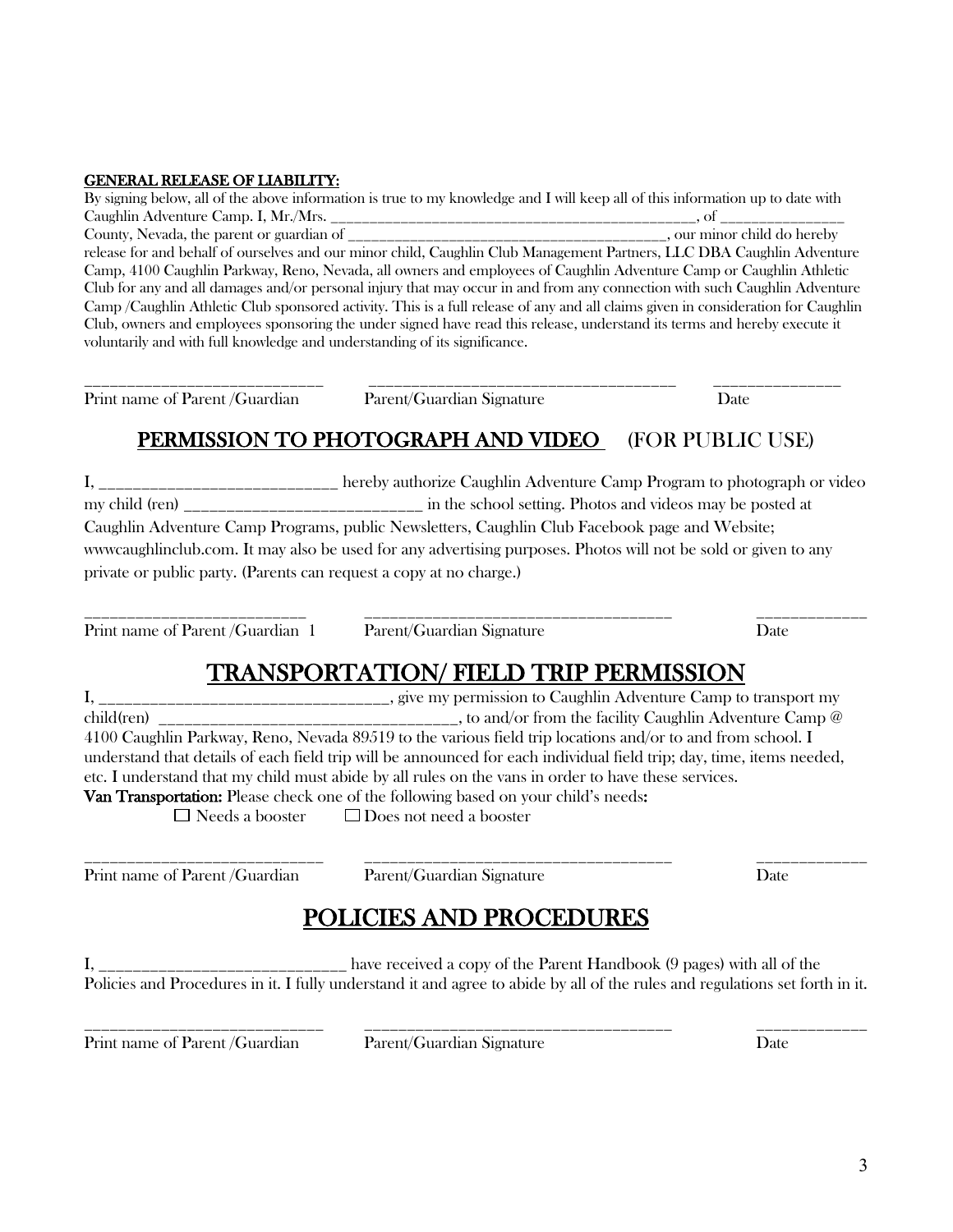**GENERAL RELEASE OF LIABILITY:**

By signing below, all of the above information is true to my knowledge and I will keep all of this information up to date with Caughlin Adventure Camp. I, Mr./Mrs. __________________________________________________, of ________________ County, Nevada, the parent or guardian of ___________________________________________, our minor child do hereby release for and behalf of ourselves and our minor child, Caughlin Club Management Partners, LLC DBA Caughlin Adventure Camp, 4100 Caughlin Parkway, Reno, Nevada, all owners and employees of Caughlin Adventure Camp or Caughlin Athletic Club for any and all damages and/or personal injury that may occur in and from any connection with such Caughlin Adventure Camp /Caughlin Athletic Club sponsored activity. This is a full release of any and all claims given in consideration for Caughlin Club, owners and employees sponsoring the under signed have read this release, understand its terms and hereby execute it voluntarily and with full knowledge and understanding of its significance.

______________________________ ______________________________________ ________________

Print name of Parent /Guardian Parent/Guardian Signature Date

## PERMISSION TO PHOTOGRAPH AND VIDEO (FOR PUBLIC USE)

I, ______________________________ hereby authorize Caughlin Adventure Camp Program to photograph or video my child (ren) ______________________________ in the school setting. Photos and videos may be posted at Caughlin Adventure Camp Programs, public Newsletters, Caughlin Club Facebook page and Website; wwwcaughlinclub.com. It may also be used for any advertising purposes. Photos will not be sold or given to any private or public party. (Parents can request a copy at no charge.)

____________________________ ______________________________________ ______________

Print name of Parent /Guardian 1 Parent/Guardian Signature Date

## TRANSPORTATION/ FIELD TRIP PERMISSION

I, ____________________________________, give my permission to Caughlin Adventure Camp to transport my child(ren) ____________________________________, to and/or from the facility Caughlin Adventure Camp @ 4100 Caughlin Parkway, Reno, Nevada 89519 to the various field trip locations and/or to and from school. I understand that details of each field trip will be announced for each individual field trip; day, time, items needed, etc. I understand that my child must abide by all rules on the vans in order to have these services.

**Van Transportation:** Please check one of the following based on your child's needs**:**

☐ Needs a booster ☐ Does not need a booster

______________________________ ______________________________________ ______________

Print name of Parent /Guardian Parent/Guardian Signature Date

## POLICIES AND PROCEDURES

I, ______________________________ have received a copy of the Parent Handbook (9 pages) with all of the Policies and Procedures in it. I fully understand it and agree to abide by all of the rules and regulations set forth in it.

______________________________ ______________________________________ ______________

Print name of Parent /Guardian Parent/Guardian Signature Date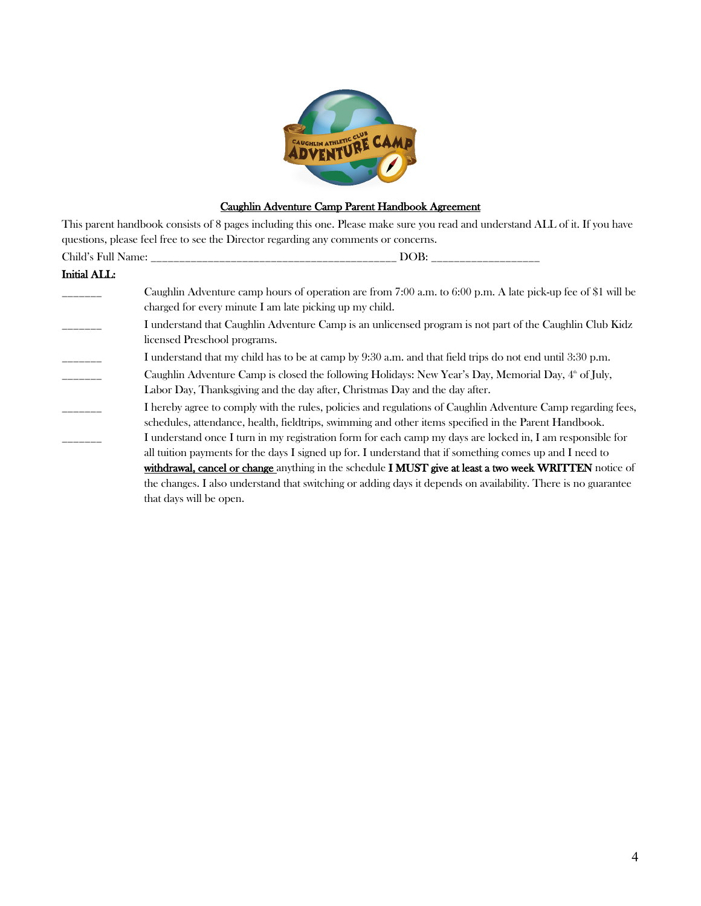## Caughlin Adventure Camp Parent Handbook Agreement

This parent handbook consists of 8 pages including this one. Please make sure you read and understand ALL of it. If you have questions, please feel free to see the Director regarding any comments or concerns.

Child's Full Name: ___________________________________________ DOB: ___________________

**Initial ALL:**

_______ Caughlin Adventure camp hours of operation are from 7:00 a.m. to 6:00 p.m. A late pick-up fee of $1 will be charged for every minute I am late picking up my child.

_______ I understand that Caughlin Adventure Camp is an unlicensed program is not part of the Caughlin Club Kidz licensed Preschool programs.

_______ I understand that my child has to be at camp by 9:30 a.m. and that field trips do not end until 3:30 p.m.

_______ Caughlin Adventure Camp is closed the following Holidays: New Year's Day, Memorial Day, 4th of July, Labor Day, Thanksgiving and the day after, Christmas Day and the day after.

_______ I hereby agree to comply with the rules, policies and regulations of Caughlin Adventure Camp regarding fees, schedules, attendance, health, fieldtrips, swimming and other items specified in the Parent Handbook.

_______ I understand once I turn in my registration form for each camp my days are locked in, I am responsible for all tuition payments for the days I signed up for. I understand that if something comes up and I need to **withdrawal, cancel or change** anything in the schedule **I MUST give at least a two week WRITTEN** notice of the changes. I also understand that switching or adding days it depends on availability. There is no guarantee that days will be open.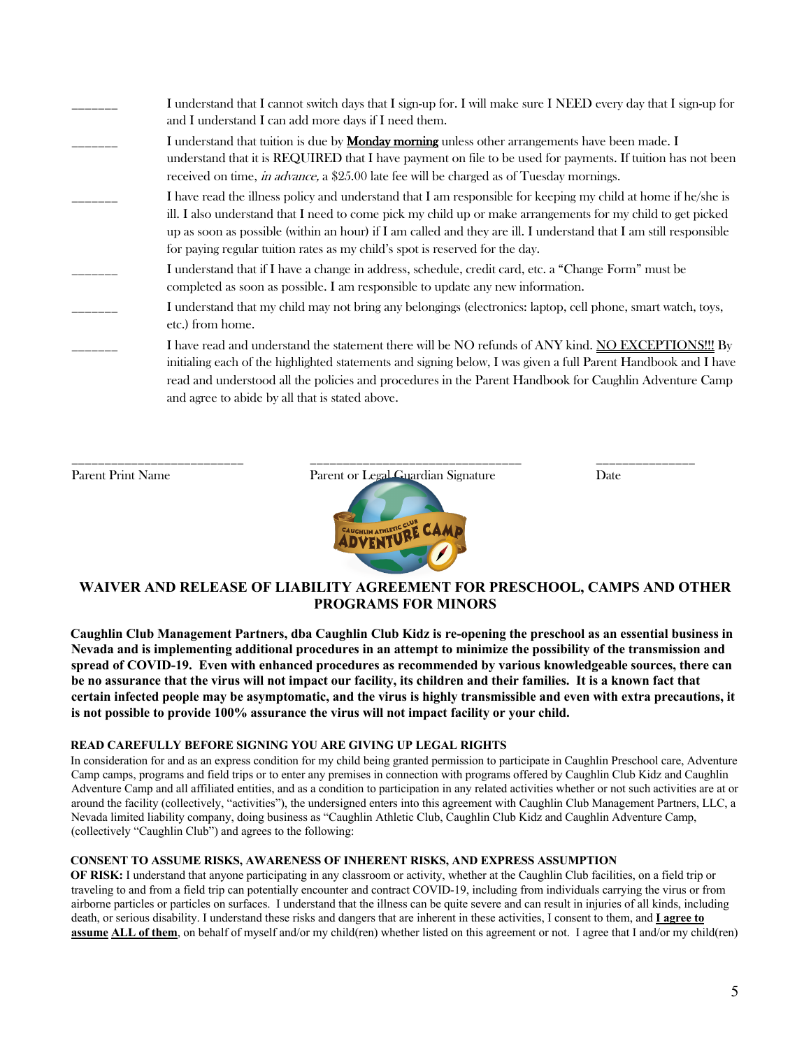_______ I understand that I cannot switch days that I sign-up for. I will make sure I NEED every day that I sign-up for and I understand I can add more days if I need them.

_______ I understand that tuition is due by **<u>Monday morning</u>** unless other arrangements have been made. I understand that it is REQUIRED that I have payment on file to be used for payments. If tuition has not been received on time, *in advance,* a $25.00 late fee will be charged as of Tuesday mornings.

_______ I have read the illness policy and understand that I am responsible for keeping my child at home if he/she is ill. I also understand that I need to come pick my child up or make arrangements for my child to get picked up as soon as possible (within an hour) if I am called and they are ill. I understand that I am still responsible for paying regular tuition rates as my child's spot is reserved for the day.

_______ I understand that if I have a change in address, schedule, credit card, etc. a "Change Form" must be completed as soon as possible. I am responsible to update any new information.

_______ I understand that my child may not bring any belongings (electronics: laptop, cell phone, smart watch, toys, etc.) from home.

_______ I have read and understand the statement there will be NO refunds of ANY kind. <u>NO EXCEPTIONS!!!</u> By initialing each of the highlighted statements and signing below, I was given a full Parent Handbook and I have read and understood all the policies and procedures in the Parent Handbook for Caughlin Adventure Camp and agree to abide by all that is stated above.

___________________________ ________________________________ _______________

Parent Print Name Parent or Legal Guardian Signature Date

## WAIVER AND RELEASE OF LIABILITY AGREEMENT FOR PRESCHOOL, CAMPS AND OTHER PROGRAMS FOR MINORS

**Caughlin Club Management Partners, dba Caughlin Club Kidz is re-opening the preschool as an essential business in Nevada and is implementing additional procedures in an attempt to minimize the possibility of the transmission and spread of COVID-19. Even with enhanced procedures as recommended by various knowledgeable sources, there can be no assurance that the virus will not impact our facility, its children and their families. It is a known fact that certain infected people may be asymptomatic, and the virus is highly transmissible and even with extra precautions, it is not possible to provide 100% assurance the virus will not impact facility or your child.**

**READ CAREFULLY BEFORE SIGNING YOU ARE GIVING UP LEGAL RIGHTS**

In consideration for and as an express condition for my child being granted permission to participate in Caughlin Preschool care, Adventure Camp camps, programs and field trips or to enter any premises in connection with programs offered by Caughlin Club Kidz and Caughlin Adventure Camp and all affiliated entities, and as a condition to participation in any related activities whether or not such activities are at or around the facility (collectively, "activities"), the undersigned enters into this agreement with Caughlin Club Management Partners, LLC, a Nevada limited liability company, doing business as "Caughlin Athletic Club, Caughlin Club Kidz and Caughlin Adventure Camp, (collectively "Caughlin Club") and agrees to the following:

**CONSENT TO ASSUME RISKS, AWARENESS OF INHERENT RISKS, AND EXPRESS ASSUMPTION OF RISK:** I understand that anyone participating in any classroom or activity, whether at the Caughlin Club facilities, on a field trip or traveling to and from a field trip can potentially encounter and contract COVID-19, including from individuals carrying the virus or from airborne particles or particles on surfaces. I understand that the illness can be quite severe and can result in injuries of all kinds, including death, or serious disability. I understand these risks and dangers that are inherent in these activities, I consent to them, and **<u>I agree to assume</u> <u>ALL of them</u>**, on behalf of myself and/or my child(ren) whether listed on this agreement or not. I agree that I and/or my child(ren)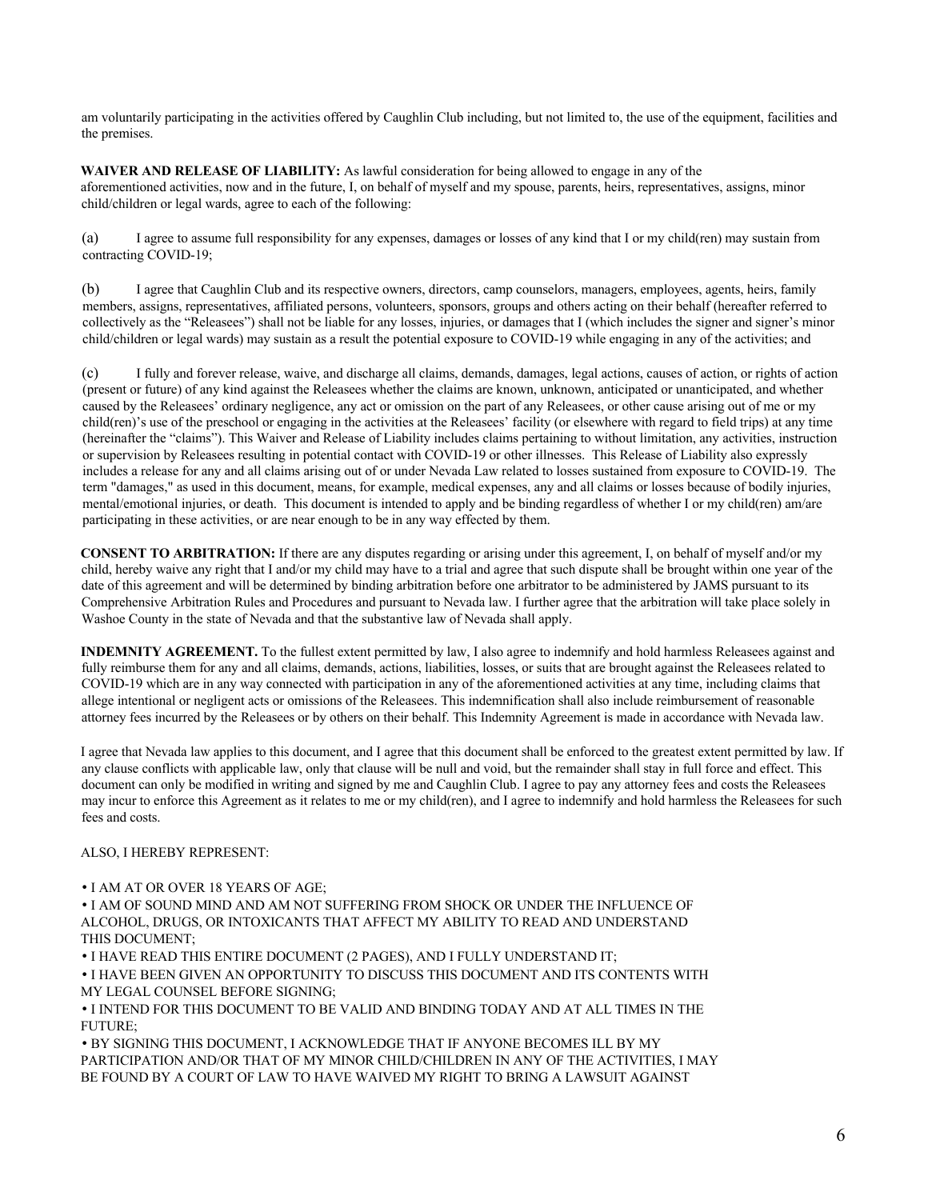am voluntarily participating in the activities offered by Caughlin Club including, but not limited to, the use of the equipment, facilities and the premises.

**WAIVER AND RELEASE OF LIABILITY:** As lawful consideration for being allowed to engage in any of the aforementioned activities, now and in the future, I, on behalf of myself and my spouse, parents, heirs, representatives, assigns, minor child/children or legal wards, agree to each of the following:

(a) I agree to assume full responsibility for any expenses, damages or losses of any kind that I or my child(ren) may sustain from contracting COVID-19;

(b) I agree that Caughlin Club and its respective owners, directors, camp counselors, managers, employees, agents, heirs, family members, assigns, representatives, affiliated persons, volunteers, sponsors, groups and others acting on their behalf (hereafter referred to collectively as the "Releasees") shall not be liable for any losses, injuries, or damages that I (which includes the signer and signer's minor child/children or legal wards) may sustain as a result the potential exposure to COVID-19 while engaging in any of the activities; and

(c) I fully and forever release, waive, and discharge all claims, demands, damages, legal actions, causes of action, or rights of action (present or future) of any kind against the Releasees whether the claims are known, unknown, anticipated or unanticipated, and whether caused by the Releasees' ordinary negligence, any act or omission on the part of any Releasees, or other cause arising out of me or my child(ren)'s use of the preschool or engaging in the activities at the Releasees' facility (or elsewhere with regard to field trips) at any time (hereinafter the "claims"). This Waiver and Release of Liability includes claims pertaining to without limitation, any activities, instruction or supervision by Releasees resulting in potential contact with COVID-19 or other illnesses. This Release of Liability also expressly includes a release for any and all claims arising out of or under Nevada Law related to losses sustained from exposure to COVID-19. The term "damages," as used in this document, means, for example, medical expenses, any and all claims or losses because of bodily injuries, mental/emotional injuries, or death. This document is intended to apply and be binding regardless of whether I or my child(ren) am/are participating in these activities, or are near enough to be in any way effected by them.

**CONSENT TO ARBITRATION:** If there are any disputes regarding or arising under this agreement, I, on behalf of myself and/or my child, hereby waive any right that I and/or my child may have to a trial and agree that such dispute shall be brought within one year of the date of this agreement and will be determined by binding arbitration before one arbitrator to be administered by JAMS pursuant to its Comprehensive Arbitration Rules and Procedures and pursuant to Nevada law. I further agree that the arbitration will take place solely in Washoe County in the state of Nevada and that the substantive law of Nevada shall apply.

**INDEMNITY AGREEMENT.** To the fullest extent permitted by law, I also agree to indemnify and hold harmless Releasees against and fully reimburse them for any and all claims, demands, actions, liabilities, losses, or suits that are brought against the Releasees related to COVID-19 which are in any way connected with participation in any of the aforementioned activities at any time, including claims that allege intentional or negligent acts or omissions of the Releasees. This indemnification shall also include reimbursement of reasonable attorney fees incurred by the Releasees or by others on their behalf. This Indemnity Agreement is made in accordance with Nevada law.

I agree that Nevada law applies to this document, and I agree that this document shall be enforced to the greatest extent permitted by law. If any clause conflicts with applicable law, only that clause will be null and void, but the remainder shall stay in full force and effect. This document can only be modified in writing and signed by me and Caughlin Club. I agree to pay any attorney fees and costs the Releasees may incur to enforce this Agreement as it relates to me or my child(ren), and I agree to indemnify and hold harmless the Releasees for such fees and costs.

ALSO, I HEREBY REPRESENT:

- I AM AT OR OVER 18 YEARS OF AGE;
- I AM OF SOUND MIND AND AM NOT SUFFERING FROM SHOCK OR UNDER THE INFLUENCE OF ALCOHOL, DRUGS, OR INTOXICANTS THAT AFFECT MY ABILITY TO READ AND UNDERSTAND THIS DOCUMENT;
- I HAVE READ THIS ENTIRE DOCUMENT (2 PAGES), AND I FULLY UNDERSTAND IT;
- I HAVE BEEN GIVEN AN OPPORTUNITY TO DISCUSS THIS DOCUMENT AND ITS CONTENTS WITH MY LEGAL COUNSEL BEFORE SIGNING;
- I INTEND FOR THIS DOCUMENT TO BE VALID AND BINDING TODAY AND AT ALL TIMES IN THE FUTURE;
- BY SIGNING THIS DOCUMENT, I ACKNOWLEDGE THAT IF ANYONE BECOMES ILL BY MY PARTICIPATION AND/OR THAT OF MY MINOR CHILD/CHILDREN IN ANY OF THE ACTIVITIES, I MAY BE FOUND BY A COURT OF LAW TO HAVE WAIVED MY RIGHT TO BRING A LAWSUIT AGAINST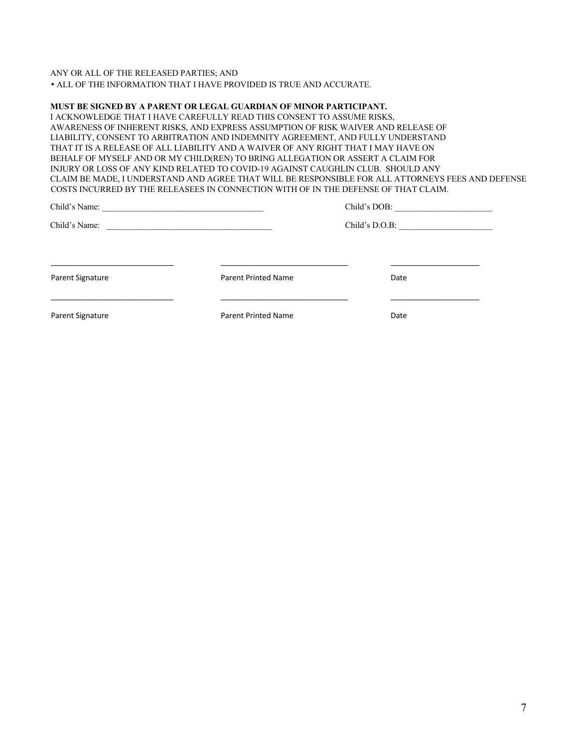ANY OR ALL OF THE RELEASED PARTIES; AND

• ALL OF THE INFORMATION THAT I HAVE PROVIDED IS TRUE AND ACCURATE.

**MUST BE SIGNED BY A PARENT OR LEGAL GUARDIAN OF MINOR PARTICIPANT.**

I ACKNOWLEDGE THAT I HAVE CAREFULLY READ THIS CONSENT TO ASSUME RISKS, AWARENESS OF INHERENT RISKS, AND EXPRESS ASSUMPTION OF RISK WAIVER AND RELEASE OF LIABILITY, CONSENT TO ARBITRATION AND INDEMNITY AGREEMENT, AND FULLY UNDERSTAND THAT IT IS A RELEASE OF ALL LIABILITY AND A WAIVER OF ANY RIGHT THAT I MAY HAVE ON BEHALF OF MYSELF AND OR MY CHILD(REN) TO BRING ALLEGATION OR ASSERT A CLAIM FOR INJURY OR LOSS OF ANY KIND RELATED TO COVID-19 AGAINST CAUGHLIN CLUB. SHOULD ANY CLAIM BE MADE, I UNDERSTAND AND AGREE THAT WILL BE RESPONSIBLE FOR ALL ATTORNEYS FEES AND DEFENSE COSTS INCURRED BY THE RELEASEES IN CONNECTION WITH OF IN THE DEFENSE OF THAT CLAIM.

Child's Name: ______________________________ Child's DOB: ____________________

Child's Name: ______________________________ Child's D.O.B: ____________________

| | | |
|---|---|---|
| ______________________ | ______________________ | ________________ |
| Parent Signature | Parent Printed Name | Date |
| ______________________ | ______________________ | ________________ |
| Parent Signature | Parent Printed Name | Date |